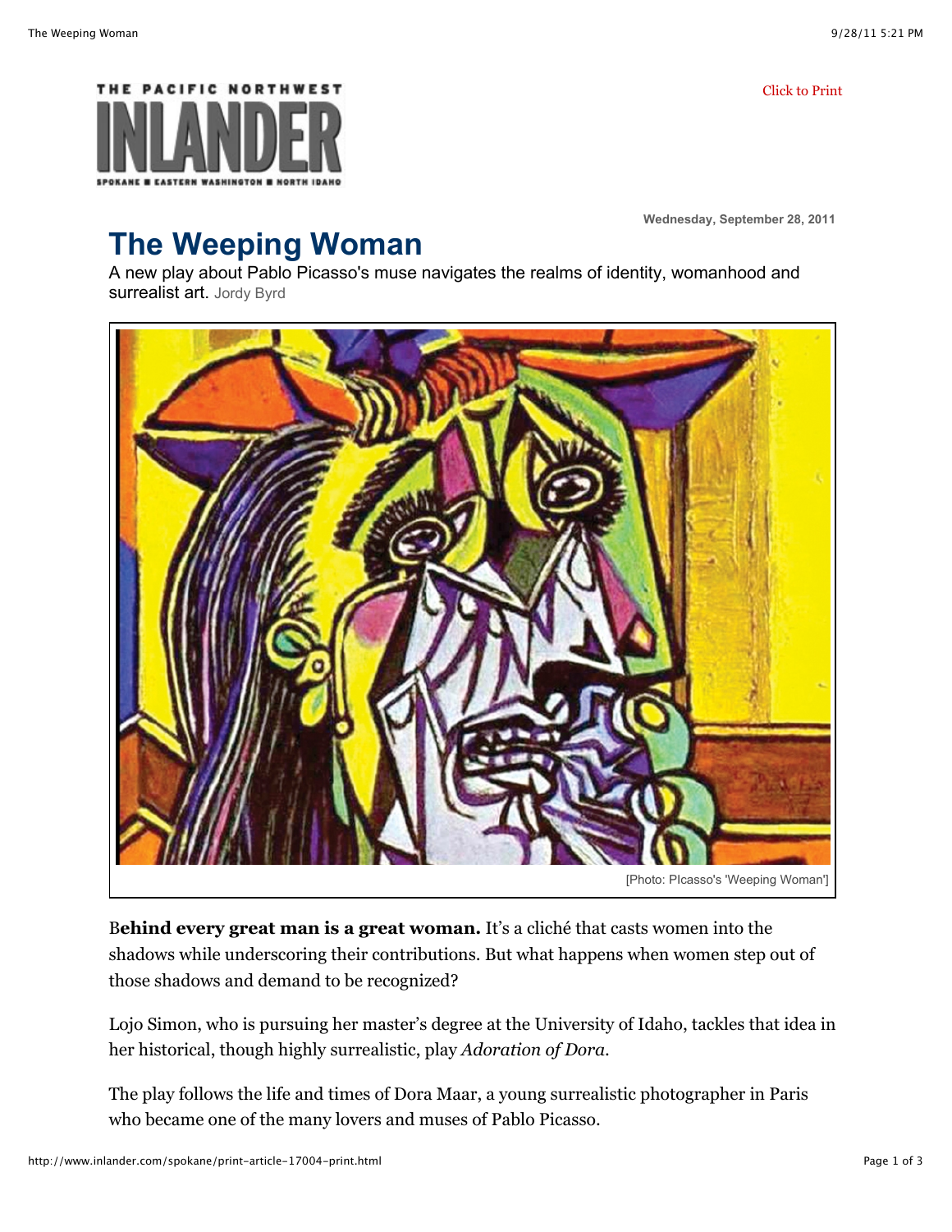Wednesday, September 28, 2011

# The Weeping Woman

A new play about Pablo Picasso's muse navigates the realms of identity, womanhood and surrealist art. Jordy Byrd

[Photo: PIcasso's 'Weeping Woman']

**Behind every great man is a great woman.** It's a cliché that casts women into the shadows while underscoring their contributions. But what happens when women step out of those shadows and demand to be recognized?

Lojo Simon, who is pursuing her master's degree at the University of Idaho, tackles that idea in her historical, though highly surrealistic, play *Adoration of Dora*.

The play follows the life and times of Dora Maar, a young surrealistic photographer in Paris who became one of the many lovers and muses of Pablo Picasso.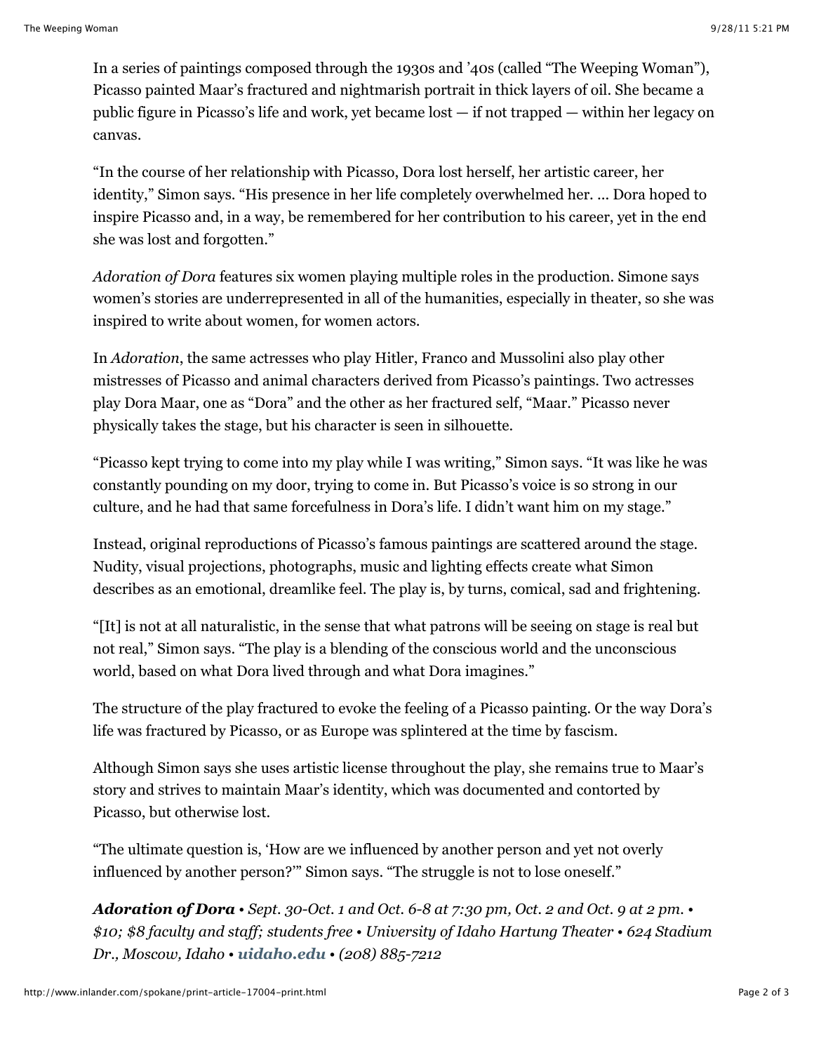In a series of paintings composed through the 1930s and '40s (called "The Weeping Woman"), Picasso painted Maar's fractured and nightmarish portrait in thick layers of oil. She became a public figure in Picasso's life and work, yet became lost — if not trapped — within her legacy on canvas.

"In the course of her relationship with Picasso, Dora lost herself, her artistic career, her identity," Simon says. "His presence in her life completely overwhelmed her. ... Dora hoped to inspire Picasso and, in a way, be remembered for her contribution to his career, yet in the end she was lost and forgotten."

*Adoration of Dora* features six women playing multiple roles in the production. Simone says women's stories are underrepresented in all of the humanities, especially in theater, so she was inspired to write about women, for women actors.

In *Adoration*, the same actresses who play Hitler, Franco and Mussolini also play other mistresses of Picasso and animal characters derived from Picasso's paintings. Two actresses play Dora Maar, one as "Dora" and the other as her fractured self, "Maar." Picasso never physically takes the stage, but his character is seen in silhouette.

"Picasso kept trying to come into my play while I was writing," Simon says. "It was like he was constantly pounding on my door, trying to come in. But Picasso's voice is so strong in our culture, and he had that same forcefulness in Dora's life. I didn't want him on my stage."

Instead, original reproductions of Picasso's famous paintings are scattered around the stage. Nudity, visual projections, photographs, music and lighting effects create what Simon describes as an emotional, dreamlike feel. The play is, by turns, comical, sad and frightening.

"[It] is not at all naturalistic, in the sense that what patrons will be seeing on stage is real but not real," Simon says. "The play is a blending of the conscious world and the unconscious world, based on what Dora lived through and what Dora imagines."

The structure of the play fractured to evoke the feeling of a Picasso painting. Or the way Dora's life was fractured by Picasso, or as Europe was splintered at the time by fascism.

Although Simon says she uses artistic license throughout the play, she remains true to Maar's story and strives to maintain Maar's identity, which was documented and contorted by Picasso, but otherwise lost.

"The ultimate question is, 'How are we influenced by another person and yet not overly influenced by another person?'" Simon says. "The struggle is not to lose oneself."

***Adoration of Dora** • Sept. 30-Oct. 1 and Oct. 6-8 at 7:30 pm, Oct. 2 and Oct. 9 at 2 pm. • $10; $8 faculty and staff; students free • University of Idaho Hartung Theater • 624 Stadium Dr., Moscow, Idaho • **uidaho.edu** • (208) 885-7212*